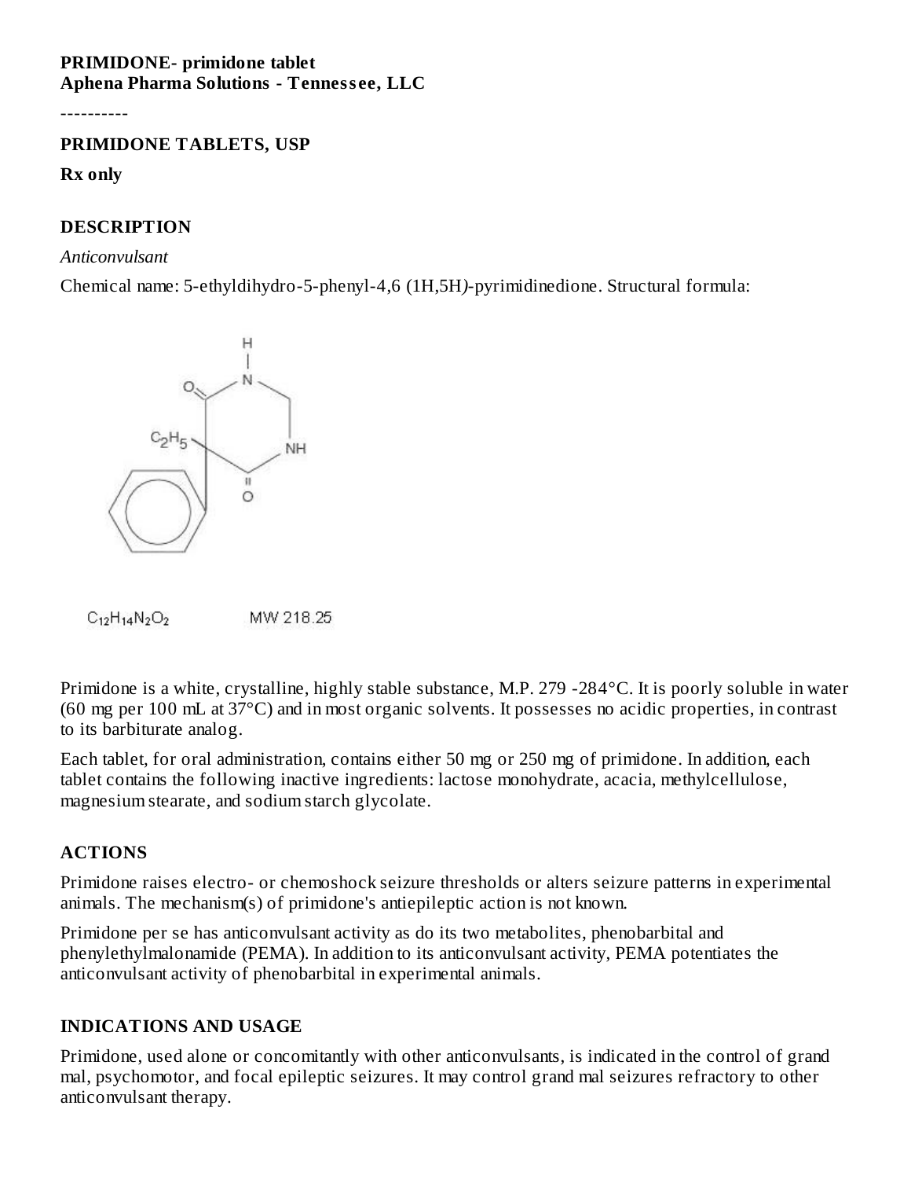**PRIMIDONE- primidone tablet**
**Aphena Pharma Solutions - Tennessee, LLC**

----------

## PRIMIDONE TABLETS, USP

**Rx only**

## DESCRIPTION

*Anticonvulsant*

Chemical name: 5-ethyldihydro-5-phenyl-4,6 (1H,5H)-pyrimidinedione. Structural formula:

$C_{12}H_{14}N_2O_2$ MW 218.25

Primidone is a white, crystalline, highly stable substance, M.P. 279 -284°C. It is poorly soluble in water (60 mg per 100 mL at 37°C) and in most organic solvents. It possesses no acidic properties, in contrast to its barbiturate analog.

Each tablet, for oral administration, contains either 50 mg or 250 mg of primidone. In addition, each tablet contains the following inactive ingredients: lactose monohydrate, acacia, methylcellulose, magnesium stearate, and sodium starch glycolate.

## ACTIONS

Primidone raises electro- or chemoshock seizure thresholds or alters seizure patterns in experimental animals. The mechanism(s) of primidone's antiepileptic action is not known.

Primidone per se has anticonvulsant activity as do its two metabolites, phenobarbital and phenylethylmalonamide (PEMA). In addition to its anticonvulsant activity, PEMA potentiates the anticonvulsant activity of phenobarbital in experimental animals.

## INDICATIONS AND USAGE

Primidone, used alone or concomitantly with other anticonvulsants, is indicated in the control of grand mal, psychomotor, and focal epileptic seizures. It may control grand mal seizures refractory to other anticonvulsant therapy.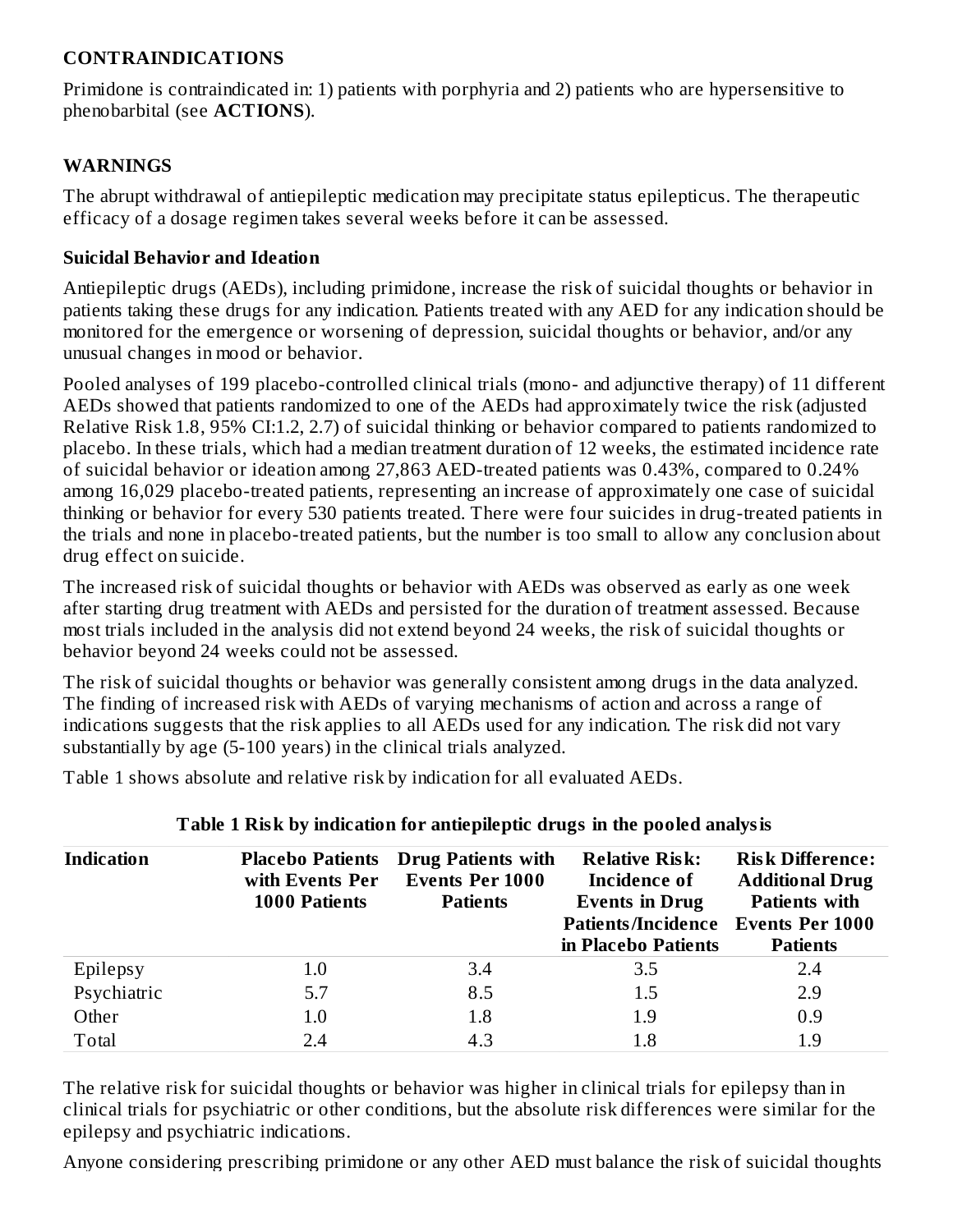## CONTRAINDICATIONS

Primidone is contraindicated in: 1) patients with porphyria and 2) patients who are hypersensitive to phenobarbital (see **ACTIONS**).

## WARNINGS

The abrupt withdrawal of antiepileptic medication may precipitate status epilepticus. The therapeutic efficacy of a dosage regimen takes several weeks before it can be assessed.

### Suicidal Behavior and Ideation

Antiepileptic drugs (AEDs), including primidone, increase the risk of suicidal thoughts or behavior in patients taking these drugs for any indication. Patients treated with any AED for any indication should be monitored for the emergence or worsening of depression, suicidal thoughts or behavior, and/or any unusual changes in mood or behavior.

Pooled analyses of 199 placebo-controlled clinical trials (mono- and adjunctive therapy) of 11 different AEDs showed that patients randomized to one of the AEDs had approximately twice the risk (adjusted Relative Risk 1.8, 95% CI:1.2, 2.7) of suicidal thinking or behavior compared to patients randomized to placebo. In these trials, which had a median treatment duration of 12 weeks, the estimated incidence rate of suicidal behavior or ideation among 27,863 AED-treated patients was 0.43%, compared to 0.24% among 16,029 placebo-treated patients, representing an increase of approximately one case of suicidal thinking or behavior for every 530 patients treated. There were four suicides in drug-treated patients in the trials and none in placebo-treated patients, but the number is too small to allow any conclusion about drug effect on suicide.

The increased risk of suicidal thoughts or behavior with AEDs was observed as early as one week after starting drug treatment with AEDs and persisted for the duration of treatment assessed. Because most trials included in the analysis did not extend beyond 24 weeks, the risk of suicidal thoughts or behavior beyond 24 weeks could not be assessed.

The risk of suicidal thoughts or behavior was generally consistent among drugs in the data analyzed. The finding of increased risk with AEDs of varying mechanisms of action and across a range of indications suggests that the risk applies to all AEDs used for any indication. The risk did not vary substantially by age (5-100 years) in the clinical trials analyzed.

Table 1 shows absolute and relative risk by indication for all evaluated AEDs.

**Table 1 Risk by indication for antiepileptic drugs in the pooled analysis**

| Indication | Placebo Patients with Events Per 1000 Patients | Drug Patients with Events Per 1000 Patients | Relative Risk: Incidence of Events in Drug Patients/Incidence in Placebo Patients | Risk Difference: Additional Drug Patients with Events Per 1000 Patients |
|---|---|---|---|---|
| Epilepsy | 1.0 | 3.4 | 3.5 | 2.4 |
| Psychiatric | 5.7 | 8.5 | 1.5 | 2.9 |
| Other | 1.0 | 1.8 | 1.9 | 0.9 |
| Total | 2.4 | 4.3 | 1.8 | 1.9 |

The relative risk for suicidal thoughts or behavior was higher in clinical trials for epilepsy than in clinical trials for psychiatric or other conditions, but the absolute risk differences were similar for the epilepsy and psychiatric indications.

Anyone considering prescribing primidone or any other AED must balance the risk of suicidal thoughts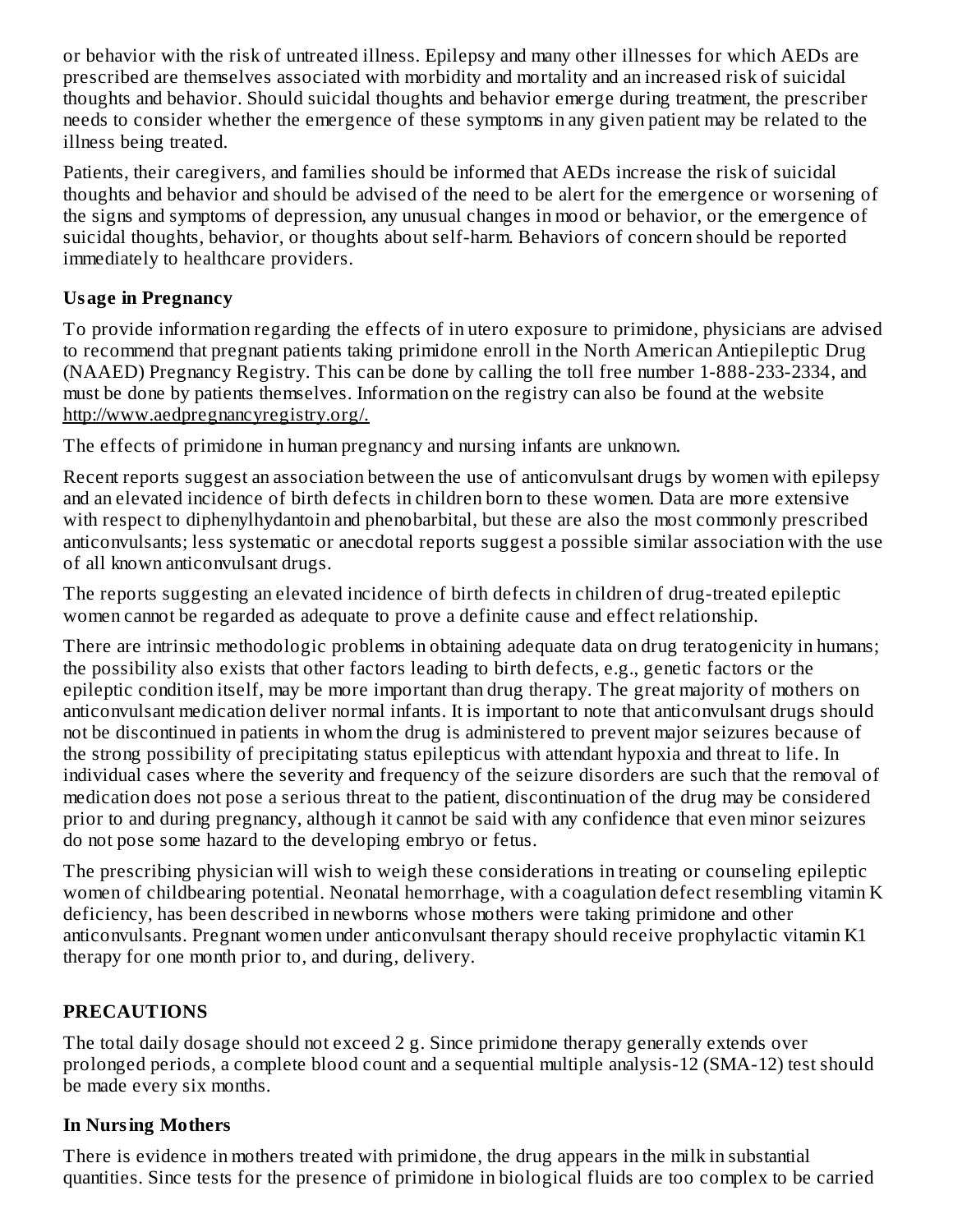or behavior with the risk of untreated illness. Epilepsy and many other illnesses for which AEDs are prescribed are themselves associated with morbidity and mortality and an increased risk of suicidal thoughts and behavior. Should suicidal thoughts and behavior emerge during treatment, the prescriber needs to consider whether the emergence of these symptoms in any given patient may be related to the illness being treated.

Patients, their caregivers, and families should be informed that AEDs increase the risk of suicidal thoughts and behavior and should be advised of the need to be alert for the emergence or worsening of the signs and symptoms of depression, any unusual changes in mood or behavior, or the emergence of suicidal thoughts, behavior, or thoughts about self-harm. Behaviors of concern should be reported immediately to healthcare providers.

### Usage in Pregnancy

To provide information regarding the effects of in utero exposure to primidone, physicians are advised to recommend that pregnant patients taking primidone enroll in the North American Antiepileptic Drug (NAAED) Pregnancy Registry. This can be done by calling the toll free number 1-888-233-2334, and must be done by patients themselves. Information on the registry can also be found at the website http://www.aedpregnancyregistry.org/.

The effects of primidone in human pregnancy and nursing infants are unknown.

Recent reports suggest an association between the use of anticonvulsant drugs by women with epilepsy and an elevated incidence of birth defects in children born to these women. Data are more extensive with respect to diphenylhydantoin and phenobarbital, but these are also the most commonly prescribed anticonvulsants; less systematic or anecdotal reports suggest a possible similar association with the use of all known anticonvulsant drugs.

The reports suggesting an elevated incidence of birth defects in children of drug-treated epileptic women cannot be regarded as adequate to prove a definite cause and effect relationship.

There are intrinsic methodologic problems in obtaining adequate data on drug teratogenicity in humans; the possibility also exists that other factors leading to birth defects, e.g., genetic factors or the epileptic condition itself, may be more important than drug therapy. The great majority of mothers on anticonvulsant medication deliver normal infants. It is important to note that anticonvulsant drugs should not be discontinued in patients in whom the drug is administered to prevent major seizures because of the strong possibility of precipitating status epilepticus with attendant hypoxia and threat to life. In individual cases where the severity and frequency of the seizure disorders are such that the removal of medication does not pose a serious threat to the patient, discontinuation of the drug may be considered prior to and during pregnancy, although it cannot be said with any confidence that even minor seizures do not pose some hazard to the developing embryo or fetus.

The prescribing physician will wish to weigh these considerations in treating or counseling epileptic women of childbearing potential. Neonatal hemorrhage, with a coagulation defect resembling vitamin K deficiency, has been described in newborns whose mothers were taking primidone and other anticonvulsants. Pregnant women under anticonvulsant therapy should receive prophylactic vitamin K1 therapy for one month prior to, and during, delivery.

## PRECAUTIONS

The total daily dosage should not exceed 2 g. Since primidone therapy generally extends over prolonged periods, a complete blood count and a sequential multiple analysis-12 (SMA-12) test should be made every six months.

### In Nursing Mothers

There is evidence in mothers treated with primidone, the drug appears in the milk in substantial quantities. Since tests for the presence of primidone in biological fluids are too complex to be carried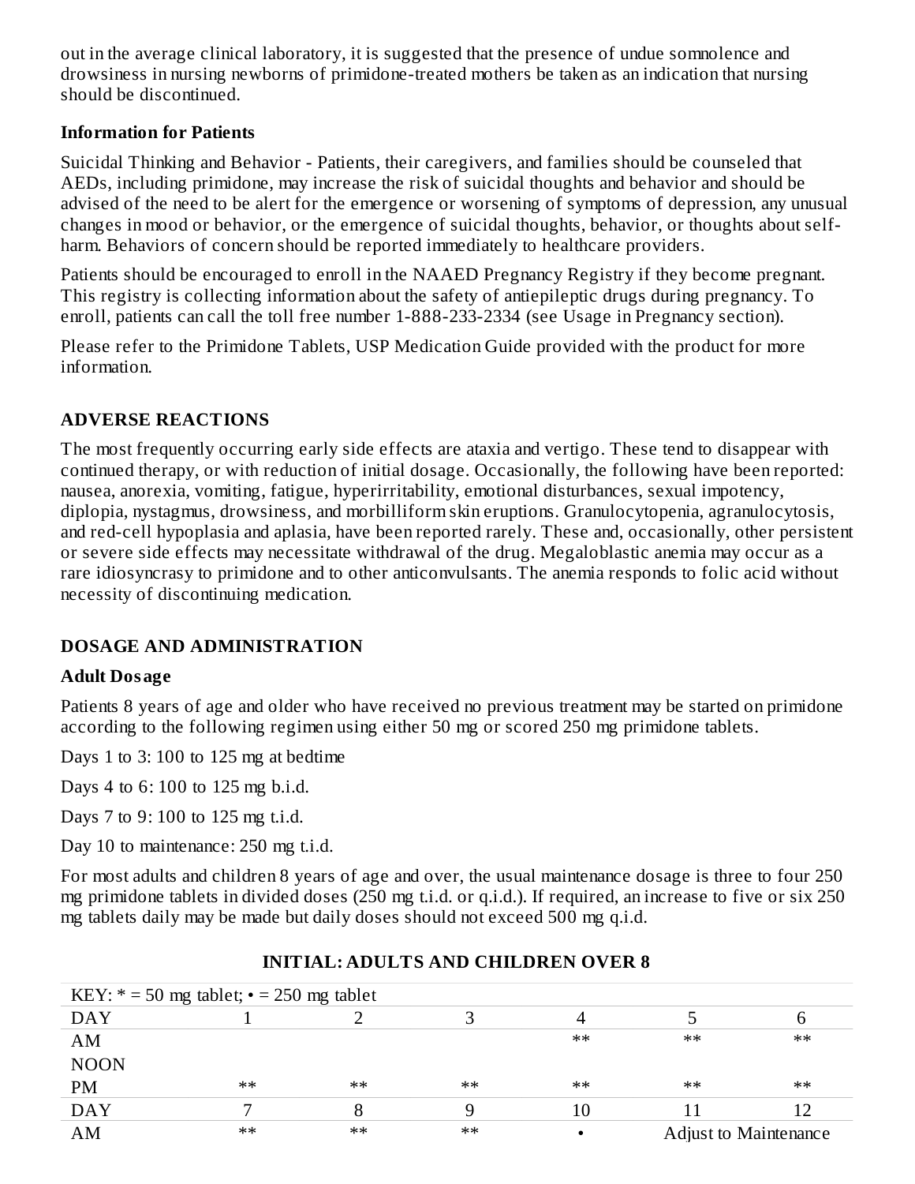out in the average clinical laboratory, it is suggested that the presence of undue somnolence and drowsiness in nursing newborns of primidone-treated mothers be taken as an indication that nursing should be discontinued.

### Information for Patients

Suicidal Thinking and Behavior - Patients, their caregivers, and families should be counseled that AEDs, including primidone, may increase the risk of suicidal thoughts and behavior and should be advised of the need to be alert for the emergence or worsening of symptoms of depression, any unusual changes in mood or behavior, or the emergence of suicidal thoughts, behavior, or thoughts about self-harm. Behaviors of concern should be reported immediately to healthcare providers.

Patients should be encouraged to enroll in the NAAED Pregnancy Registry if they become pregnant. This registry is collecting information about the safety of antiepileptic drugs during pregnancy. To enroll, patients can call the toll free number 1-888-233-2334 (see Usage in Pregnancy section).

Please refer to the Primidone Tablets, USP Medication Guide provided with the product for more information.

## ADVERSE REACTIONS

The most frequently occurring early side effects are ataxia and vertigo. These tend to disappear with continued therapy, or with reduction of initial dosage. Occasionally, the following have been reported: nausea, anorexia, vomiting, fatigue, hyperirritability, emotional disturbances, sexual impotency, diplopia, nystagmus, drowsiness, and morbilliform skin eruptions. Granulocytopenia, agranulocytosis, and red-cell hypoplasia and aplasia, have been reported rarely. These and, occasionally, other persistent or severe side effects may necessitate withdrawal of the drug. Megaloblastic anemia may occur as a rare idiosyncrasy to primidone and to other anticonvulsants. The anemia responds to folic acid without necessity of discontinuing medication.

## DOSAGE AND ADMINISTRATION

### Adult Dosage

Patients 8 years of age and older who have received no previous treatment may be started on primidone according to the following regimen using either 50 mg or scored 250 mg primidone tablets.

Days 1 to 3: 100 to 125 mg at bedtime

Days 4 to 6: 100 to 125 mg b.i.d.

Days 7 to 9: 100 to 125 mg t.i.d.

Day 10 to maintenance: 250 mg t.i.d.

For most adults and children 8 years of age and over, the usual maintenance dosage is three to four 250 mg primidone tablets in divided doses (250 mg t.i.d. or q.i.d.). If required, an increase to five or six 250 mg tablets daily may be made but daily doses should not exceed 500 mg q.i.d.

**INITIAL: ADULTS AND CHILDREN OVER 8**

| KEY: * = 50 mg tablet; • = 250 mg tablet | | | | | | |
|---|---|---|---|---|---|---|
| DAY | 1 | 2 | 3 | 4 | 5 | 6 |
| AM | | | | ** | ** | ** |
| NOON | | | | | | |
| PM | ** | ** | ** | ** | ** | ** |
| DAY | 7 | 8 | 9 | 10 | 11 | 12 |
| AM | ** | ** | ** | • | Adjust to Maintenance | |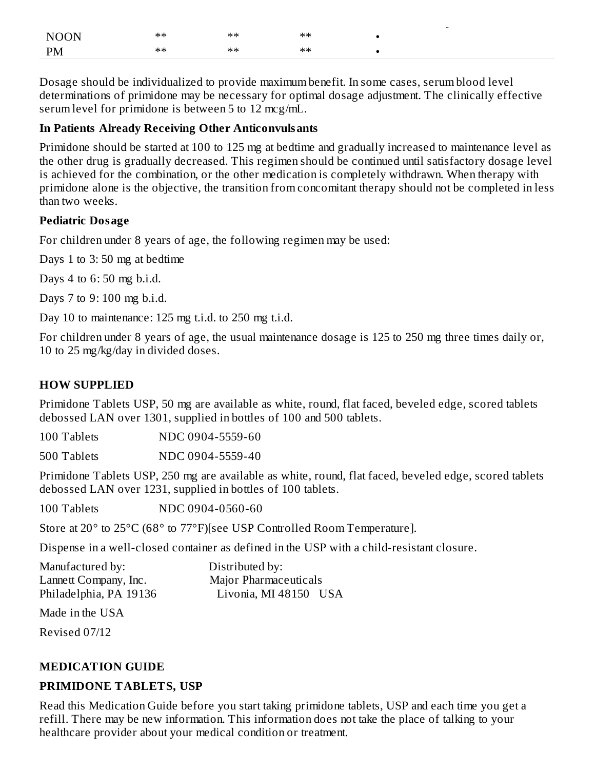| NOON | ** | ** | ** | • |
|---|---|---|---|---|
| PM | ** | ** | ** | • |

Dosage should be individualized to provide maximum benefit. In some cases, serum blood level determinations of primidone may be necessary for optimal dosage adjustment. The clinically effective serum level for primidone is between 5 to 12 mcg/mL.

**In Patients Already Receiving Other Anticonvulsants**

Primidone should be started at 100 to 125 mg at bedtime and gradually increased to maintenance level as the other drug is gradually decreased. This regimen should be continued until satisfactory dosage level is achieved for the combination, or the other medication is completely withdrawn. When therapy with primidone alone is the objective, the transition from concomitant therapy should not be completed in less than two weeks.

**Pediatric Dosage**

For children under 8 years of age, the following regimen may be used:

Days 1 to 3: 50 mg at bedtime

Days 4 to 6: 50 mg b.i.d.

Days 7 to 9: 100 mg b.i.d.

Day 10 to maintenance: 125 mg t.i.d. to 250 mg t.i.d.

For children under 8 years of age, the usual maintenance dosage is 125 to 250 mg three times daily or, 10 to 25 mg/kg/day in divided doses.

## HOW SUPPLIED

Primidone Tablets USP, 50 mg are available as white, round, flat faced, beveled edge, scored tablets debossed LAN over 1301, supplied in bottles of 100 and 500 tablets.

| 100 Tablets | NDC 0904-5559-60 |
|---|---|
| 500 Tablets | NDC 0904-5559-40 |

Primidone Tablets USP, 250 mg are available as white, round, flat faced, beveled edge, scored tablets debossed LAN over 1231, supplied in bottles of 100 tablets.

| 100 Tablets | NDC 0904-0560-60 |
|---|---|

Store at 20° to 25°C (68° to 77°F)[see USP Controlled Room Temperature].

Dispense in a well-closed container as defined in the USP with a child-resistant closure.

| Manufactured by: | Distributed by: |
|---|---|
| Lannett Company, Inc. | Major Pharmaceuticals |
| Philadelphia, PA 19136 | Livonia, MI 48150 USA |

Made in the USA

Revised 07/12

## MEDICATION GUIDE

**PRIMIDONE TABLETS, USP**

Read this Medication Guide before you start taking primidone tablets, USP and each time you get a refill. There may be new information. This information does not take the place of talking to your healthcare provider about your medical condition or treatment.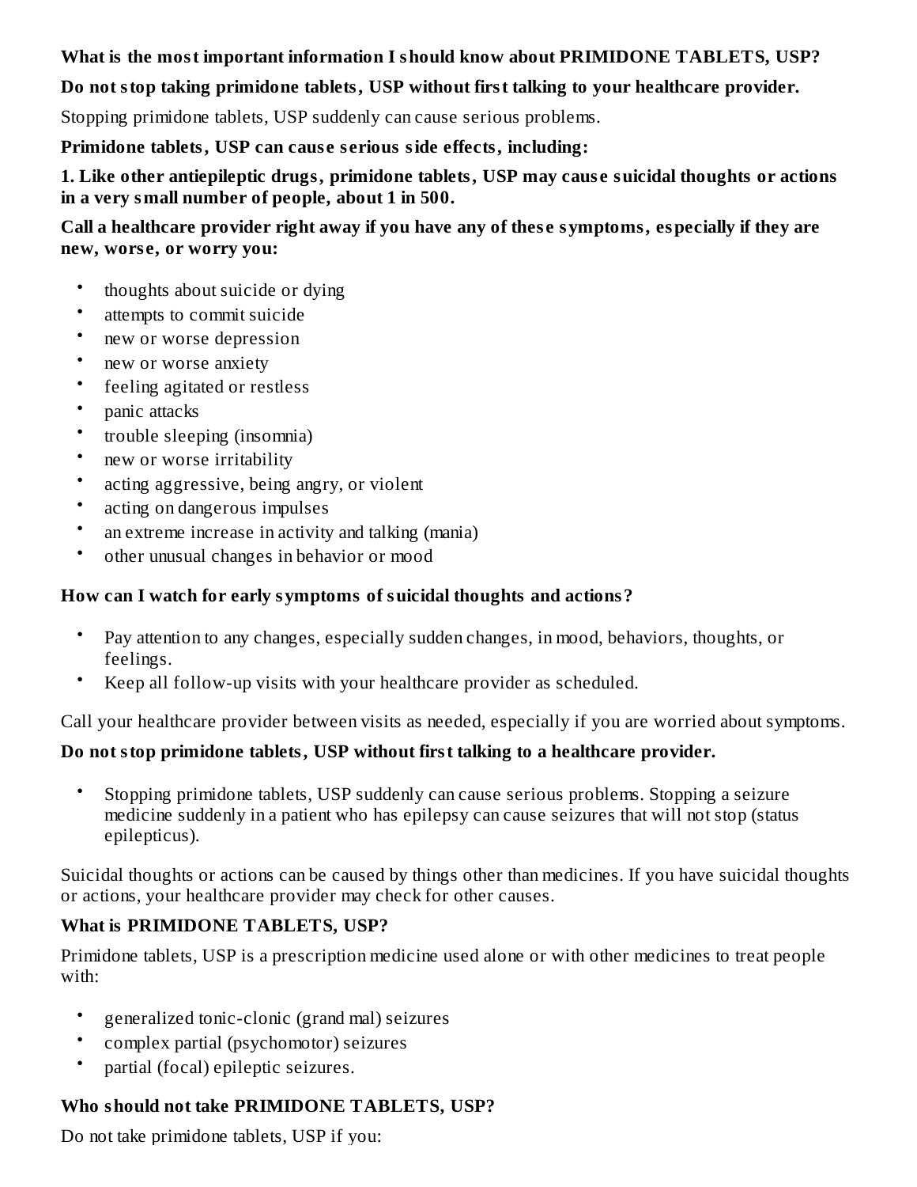**What is the most important information I should know about PRIMIDONE TABLETS, USP?**

**Do not stop taking primidone tablets, USP without first talking to your healthcare provider.**

Stopping primidone tablets, USP suddenly can cause serious problems.

**Primidone tablets, USP can cause serious side effects, including:**

**1. Like other antiepileptic drugs, primidone tablets, USP may cause suicidal thoughts or actions in a very small number of people, about 1 in 500.**

**Call a healthcare provider right away if you have any of these symptoms, especially if they are new, worse, or worry you:**

- thoughts about suicide or dying
- attempts to commit suicide
- new or worse depression
- new or worse anxiety
- feeling agitated or restless
- panic attacks
- trouble sleeping (insomnia)
- new or worse irritability
- acting aggressive, being angry, or violent
- acting on dangerous impulses
- an extreme increase in activity and talking (mania)
- other unusual changes in behavior or mood

**How can I watch for early symptoms of suicidal thoughts and actions?**

- Pay attention to any changes, especially sudden changes, in mood, behaviors, thoughts, or feelings.
- Keep all follow-up visits with your healthcare provider as scheduled.

Call your healthcare provider between visits as needed, especially if you are worried about symptoms.

**Do not stop primidone tablets, USP without first talking to a healthcare provider.**

- Stopping primidone tablets, USP suddenly can cause serious problems. Stopping a seizure medicine suddenly in a patient who has epilepsy can cause seizures that will not stop (status epilepticus).

Suicidal thoughts or actions can be caused by things other than medicines. If you have suicidal thoughts or actions, your healthcare provider may check for other causes.

**What is PRIMIDONE TABLETS, USP?**

Primidone tablets, USP is a prescription medicine used alone or with other medicines to treat people with:

- generalized tonic-clonic (grand mal) seizures
- complex partial (psychomotor) seizures
- partial (focal) epileptic seizures.

**Who should not take PRIMIDONE TABLETS, USP?**

Do not take primidone tablets, USP if you: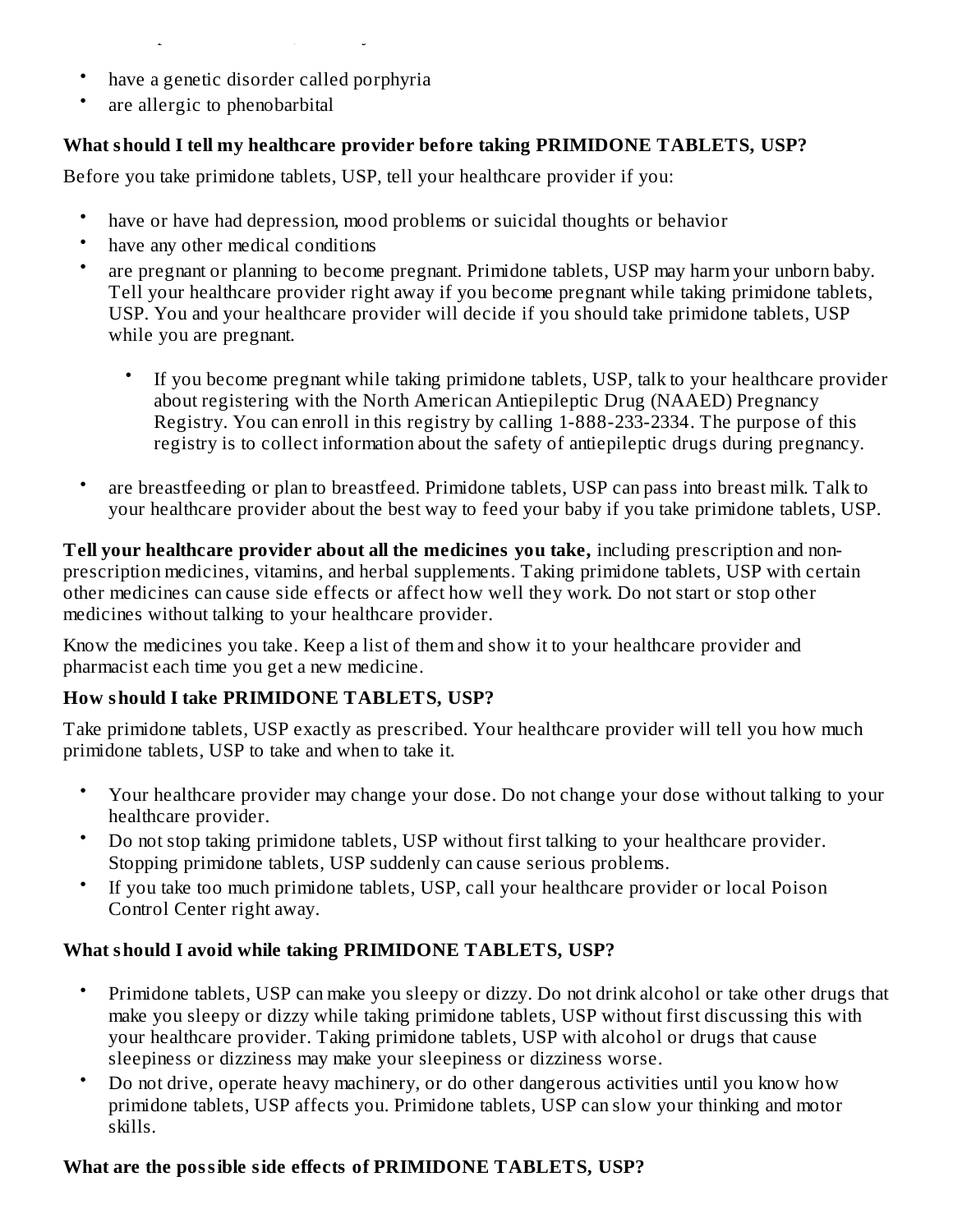- have a genetic disorder called porphyria
- are allergic to phenobarbital

**What should I tell my healthcare provider before taking PRIMIDONE TABLETS, USP?**

Before you take primidone tablets, USP, tell your healthcare provider if you:

- have or have had depression, mood problems or suicidal thoughts or behavior
- have any other medical conditions
- are pregnant or planning to become pregnant. Primidone tablets, USP may harm your unborn baby. Tell your healthcare provider right away if you become pregnant while taking primidone tablets, USP. You and your healthcare provider will decide if you should take primidone tablets, USP while you are pregnant.
    - If you become pregnant while taking primidone tablets, USP, talk to your healthcare provider about registering with the North American Antiepileptic Drug (NAAED) Pregnancy Registry. You can enroll in this registry by calling 1-888-233-2334. The purpose of this registry is to collect information about the safety of antiepileptic drugs during pregnancy.
- are breastfeeding or plan to breastfeed. Primidone tablets, USP can pass into breast milk. Talk to your healthcare provider about the best way to feed your baby if you take primidone tablets, USP.

**Tell your healthcare provider about all the medicines you take,** including prescription and non-prescription medicines, vitamins, and herbal supplements. Taking primidone tablets, USP with certain other medicines can cause side effects or affect how well they work. Do not start or stop other medicines without talking to your healthcare provider.

Know the medicines you take. Keep a list of them and show it to your healthcare provider and pharmacist each time you get a new medicine.

**How should I take PRIMIDONE TABLETS, USP?**

Take primidone tablets, USP exactly as prescribed. Your healthcare provider will tell you how much primidone tablets, USP to take and when to take it.

- Your healthcare provider may change your dose. Do not change your dose without talking to your healthcare provider.
- Do not stop taking primidone tablets, USP without first talking to your healthcare provider. Stopping primidone tablets, USP suddenly can cause serious problems.
- If you take too much primidone tablets, USP, call your healthcare provider or local Poison Control Center right away.

**What should I avoid while taking PRIMIDONE TABLETS, USP?**

- Primidone tablets, USP can make you sleepy or dizzy. Do not drink alcohol or take other drugs that make you sleepy or dizzy while taking primidone tablets, USP without first discussing this with your healthcare provider. Taking primidone tablets, USP with alcohol or drugs that cause sleepiness or dizziness may make your sleepiness or dizziness worse.
- Do not drive, operate heavy machinery, or do other dangerous activities until you know how primidone tablets, USP affects you. Primidone tablets, USP can slow your thinking and motor skills.

**What are the possible side effects of PRIMIDONE TABLETS, USP?**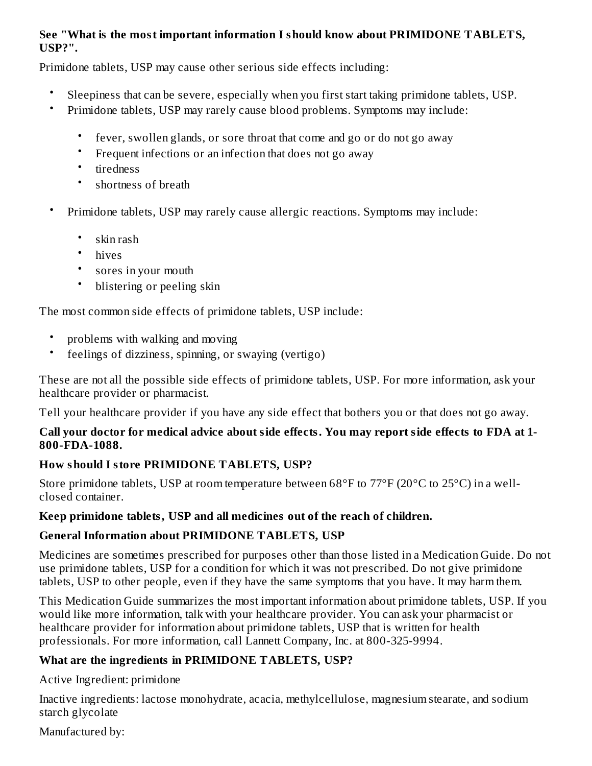**See "What is the most important information I should know about PRIMIDONE TABLETS, USP?".**

Primidone tablets, USP may cause other serious side effects including:

- Sleepiness that can be severe, especially when you first start taking primidone tablets, USP.
- Primidone tablets, USP may rarely cause blood problems. Symptoms may include:
  - fever, swollen glands, or sore throat that come and go or do not go away
  - Frequent infections or an infection that does not go away
  - tiredness
  - shortness of breath
- Primidone tablets, USP may rarely cause allergic reactions. Symptoms may include:
  - skin rash
  - hives
  - sores in your mouth
  - blistering or peeling skin

The most common side effects of primidone tablets, USP include:

- problems with walking and moving
- feelings of dizziness, spinning, or swaying (vertigo)

These are not all the possible side effects of primidone tablets, USP. For more information, ask your healthcare provider or pharmacist.

Tell your healthcare provider if you have any side effect that bothers you or that does not go away.

**Call your doctor for medical advice about side effects. You may report side effects to FDA at 1-800-FDA-1088.**

**How should I store PRIMIDONE TABLETS, USP?**

Store primidone tablets, USP at room temperature between 68°F to 77°F (20°C to 25°C) in a well-closed container.

**Keep primidone tablets, USP and all medicines out of the reach of children.**

**General Information about PRIMIDONE TABLETS, USP**

Medicines are sometimes prescribed for purposes other than those listed in a Medication Guide. Do not use primidone tablets, USP for a condition for which it was not prescribed. Do not give primidone tablets, USP to other people, even if they have the same symptoms that you have. It may harm them.

This Medication Guide summarizes the most important information about primidone tablets, USP. If you would like more information, talk with your healthcare provider. You can ask your pharmacist or healthcare provider for information about primidone tablets, USP that is written for health professionals. For more information, call Lannett Company, Inc. at 800-325-9994.

**What are the ingredients in PRIMIDONE TABLETS, USP?**

Active Ingredient: primidone

Inactive ingredients: lactose monohydrate, acacia, methylcellulose, magnesium stearate, and sodium starch glycolate

Manufactured by: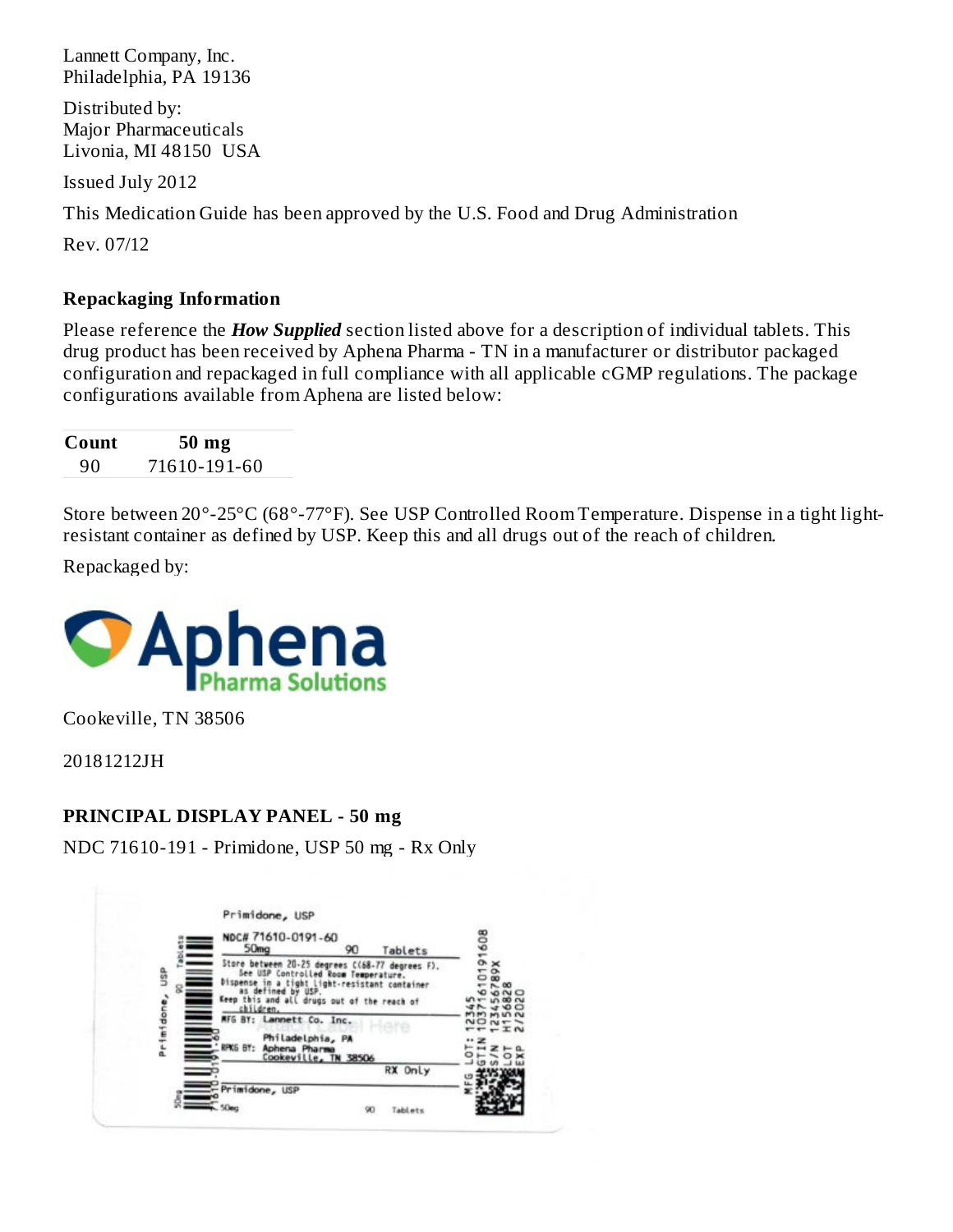Lannett Company, Inc.
Philadelphia, PA 19136

Distributed by:
Major Pharmaceuticals
Livonia, MI 48150 USA

Issued July 2012

This Medication Guide has been approved by the U.S. Food and Drug Administration

Rev. 07/12

### Repackaging Information

Please reference the ***How Supplied*** section listed above for a description of individual tablets. This drug product has been received by Aphena Pharma - TN in a manufacturer or distributor packaged configuration and repackaged in full compliance with all applicable cGMP regulations. The package configurations available from Aphena are listed below:

| Count | 50 mg |
|---|---|
| 90 | 71610-191-60 |

Store between 20°-25°C (68°-77°F). See USP Controlled Room Temperature. Dispense in a tight light-resistant container as defined by USP. Keep this and all drugs out of the reach of children.

Repackaged by:

Aphena Pharma Solutions

Cookeville, TN 38506

20181212JH

### PRINCIPAL DISPLAY PANEL - 50 mg

NDC 71610-191 - Primidone, USP 50 mg - Rx Only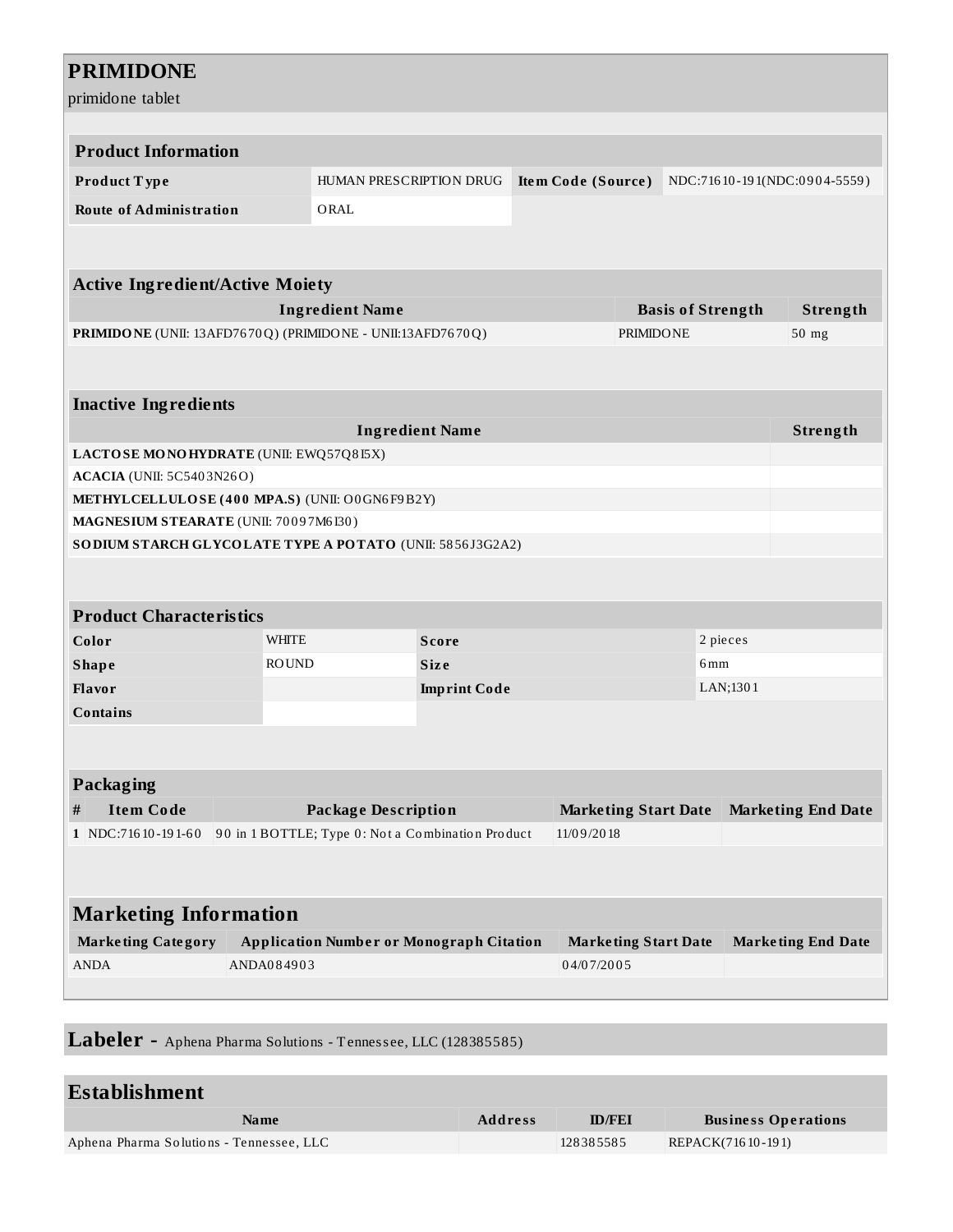# PRIMIDONE

primidone tablet

| Product Information | | | |
|---|---|---|---|
| **Product Type** | HUMAN PRESCRIPTION DRUG | **Item Code (Source)** | NDC:71610-191(NDC:0904-5559) |
| **Route of Administration** | ORAL | | |

| Active Ingredient/Active Moiety | | |
|---|---|---|
| **Ingredient Name** | **Basis of Strength** | **Strength** |
| **PRIMIDONE** (UNII: 13AFD7670Q) (PRIMIDONE - UNII:13AFD7670Q) | PRIMIDONE | 50 mg |

| Inactive Ingredients | |
|---|---|
| **Ingredient Name** | **Strength** |
| **LACTOSE MONOHYDRATE** (UNII: EWQ57Q8I5X) | |
| **ACACIA** (UNII: 5C5403N26O) | |
| **METHYLCELLULOSE (400 MPA.S)** (UNII: O0GN6F9B2Y) | |
| **MAGNESIUM STEARATE** (UNII: 70097M6I30) | |
| **SODIUM STARCH GLYCOLATE TYPE A POTATO** (UNII: 5856J3G2A2) | |

| Product Characteristics | | | |
|---|---|---|---|
| **Color** | WHITE | **Score** | 2 pieces |
| **Shape** | ROUND | **Size** | 6mm |
| **Flavor** | | **Imprint Code** | LAN;1301 |
| **Contains** | | | |

| Packaging | | | | |
|---|---|---|---|---|
| **#** | **Item Code** | **Package Description** | **Marketing Start Date** | **Marketing End Date** |
| 1 | NDC:71610-191-60 | 90 in 1 BOTTLE; Type 0: Not a Combination Product | 11/09/2018 | |

| Marketing Information | | | |
|---|---|---|---|
| **Marketing Category** | **Application Number or Monograph Citation** | **Marketing Start Date** | **Marketing End Date** |
| ANDA | ANDA084903 | 04/07/2005 | |

**Labeler -** Aphena Pharma Solutions - Tennessee, LLC (128385585)

| Establishment | | | |
|---|---|---|---|
| **Name** | **Address** | **ID/FEI** | **Business Operations** |
| Aphena Pharma Solutions - Tennessee, LLC | | 128385585 | REPACK(71610-191) |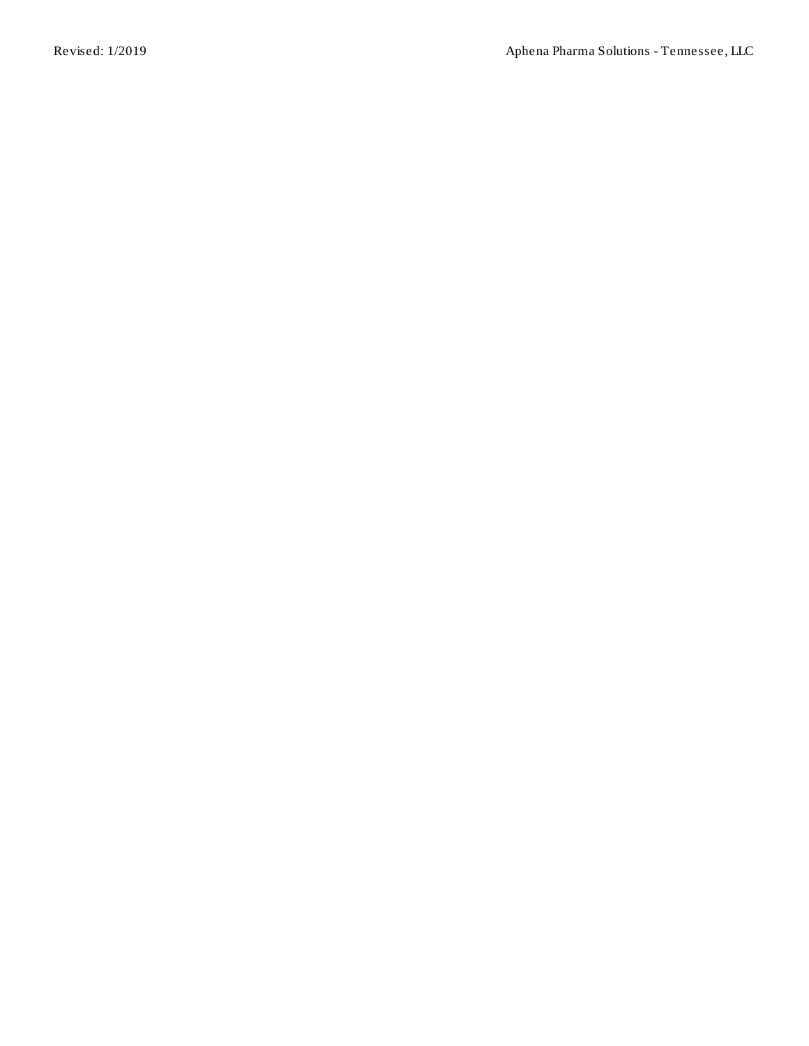Revised: 1/2019

Aphena Pharma Solutions - Tennessee, LLC